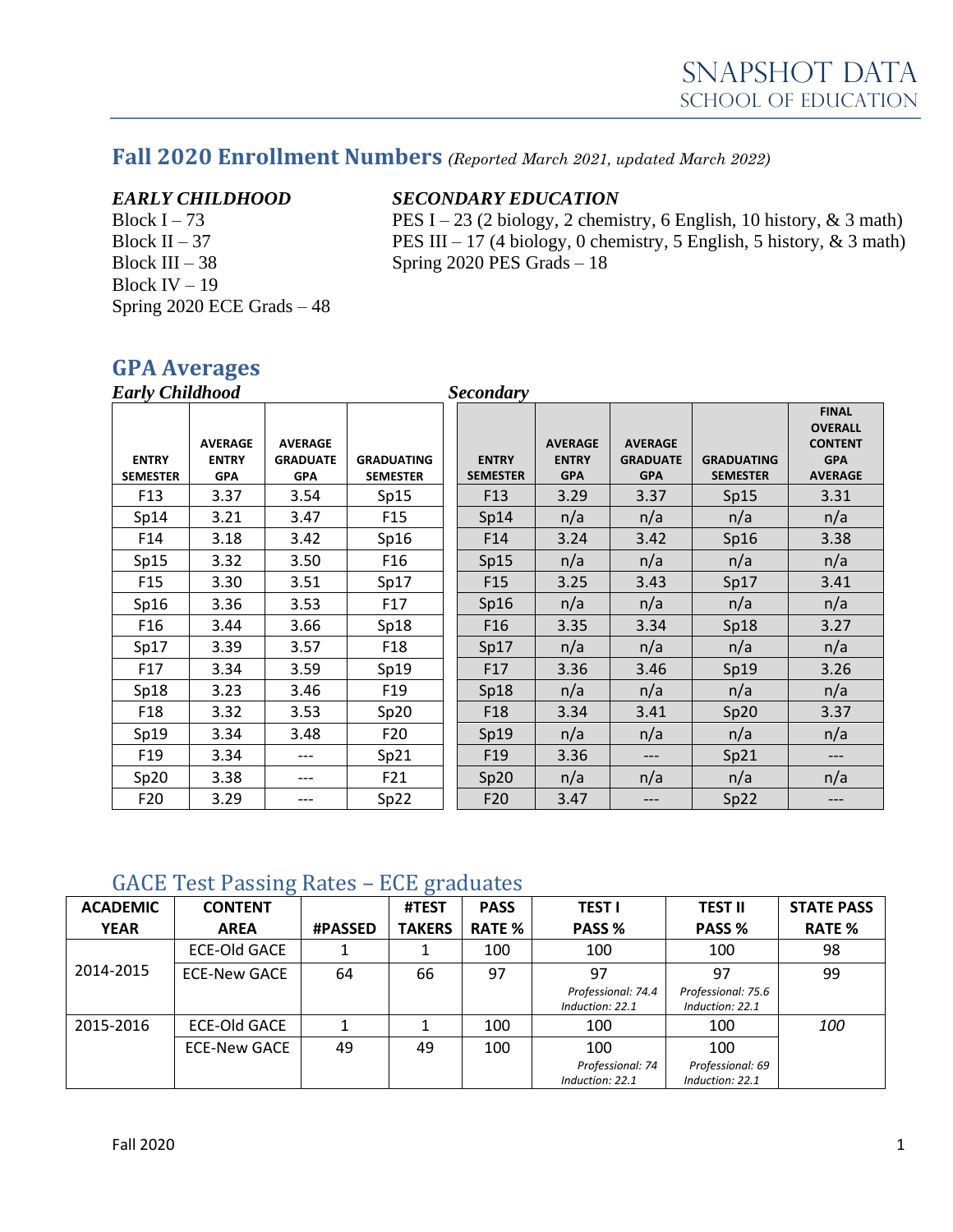# SNAPSHOT DATA
## SCHOOL OF EDUCATION

## Fall 2020 Enrollment Numbers *(Reported March 2021, updated March 2022)*

***EARLY CHILDHOOD***

Block I – 73
Block II – 37
Block III – 38
Block IV – 19
Spring 2020 ECE Grads – 48

***SECONDARY EDUCATION***

PES I – 23 (2 biology, 2 chemistry, 6 English, 10 history, & 3 math)
PES III – 17 (4 biology, 0 chemistry, 5 English, 5 history, & 3 math)
Spring 2020 PES Grads – 18

## GPA Averages

***Early Childhood***

| ENTRY SEMESTER | AVERAGE ENTRY GPA | AVERAGE GRADUATE GPA | GRADUATING SEMESTER |
|---|---|---|---|
| F13 | 3.37 | 3.54 | Sp15 |
| Sp14 | 3.21 | 3.47 | F15 |
| F14 | 3.18 | 3.42 | Sp16 |
| Sp15 | 3.32 | 3.50 | F16 |
| F15 | 3.30 | 3.51 | Sp17 |
| Sp16 | 3.36 | 3.53 | F17 |
| F16 | 3.44 | 3.66 | Sp18 |
| Sp17 | 3.39 | 3.57 | F18 |
| F17 | 3.34 | 3.59 | Sp19 |
| Sp18 | 3.23 | 3.46 | F19 |
| F18 | 3.32 | 3.53 | Sp20 |
| Sp19 | 3.34 | 3.48 | F20 |
| F19 | 3.34 | --- | Sp21 |
| Sp20 | 3.38 | --- | F21 |
| F20 | 3.29 | --- | Sp22 |

***Secondary***

| ENTRY SEMESTER | AVERAGE ENTRY GPA | AVERAGE GRADUATE GPA | GRADUATING SEMESTER | FINAL OVERALL CONTENT GPA AVERAGE |
|---|---|---|---|---|
| F13 | 3.29 | 3.37 | Sp15 | 3.31 |
| Sp14 | n/a | n/a | n/a | n/a |
| F14 | 3.24 | 3.42 | Sp16 | 3.38 |
| Sp15 | n/a | n/a | n/a | n/a |
| F15 | 3.25 | 3.43 | Sp17 | 3.41 |
| Sp16 | n/a | n/a | n/a | n/a |
| F16 | 3.35 | 3.34 | Sp18 | 3.27 |
| Sp17 | n/a | n/a | n/a | n/a |
| F17 | 3.36 | 3.46 | Sp19 | 3.26 |
| Sp18 | n/a | n/a | n/a | n/a |
| F18 | 3.34 | 3.41 | Sp20 | 3.37 |
| Sp19 | n/a | n/a | n/a | n/a |
| F19 | 3.36 | --- | Sp21 | --- |
| Sp20 | n/a | n/a | n/a | n/a |
| F20 | 3.47 | --- | Sp22 | --- |

## GACE Test Passing Rates – ECE graduates

| ACADEMIC YEAR | CONTENT AREA | #PASSED | #TEST TAKERS | PASS RATE % | TEST I PASS % | TEST II PASS % | STATE PASS RATE % |
|---|---|---|---|---|---|---|---|
| 2014-2015 | ECE-Old GACE | 1 | 1 | 100 | 100 | 100 | 98 |
| | ECE-New GACE | 64 | 66 | 97 | 97 *Professional: 74.4 Induction: 22.1* | 97 *Professional: 75.6 Induction: 22.1* | 99 |
| 2015-2016 | ECE-Old GACE | 1 | 1 | 100 | 100 | 100 | *100* |
| | ECE-New GACE | 49 | 49 | 100 | 100 *Professional: 74 Induction: 22.1* | 100 *Professional: 69 Induction: 22.1* | |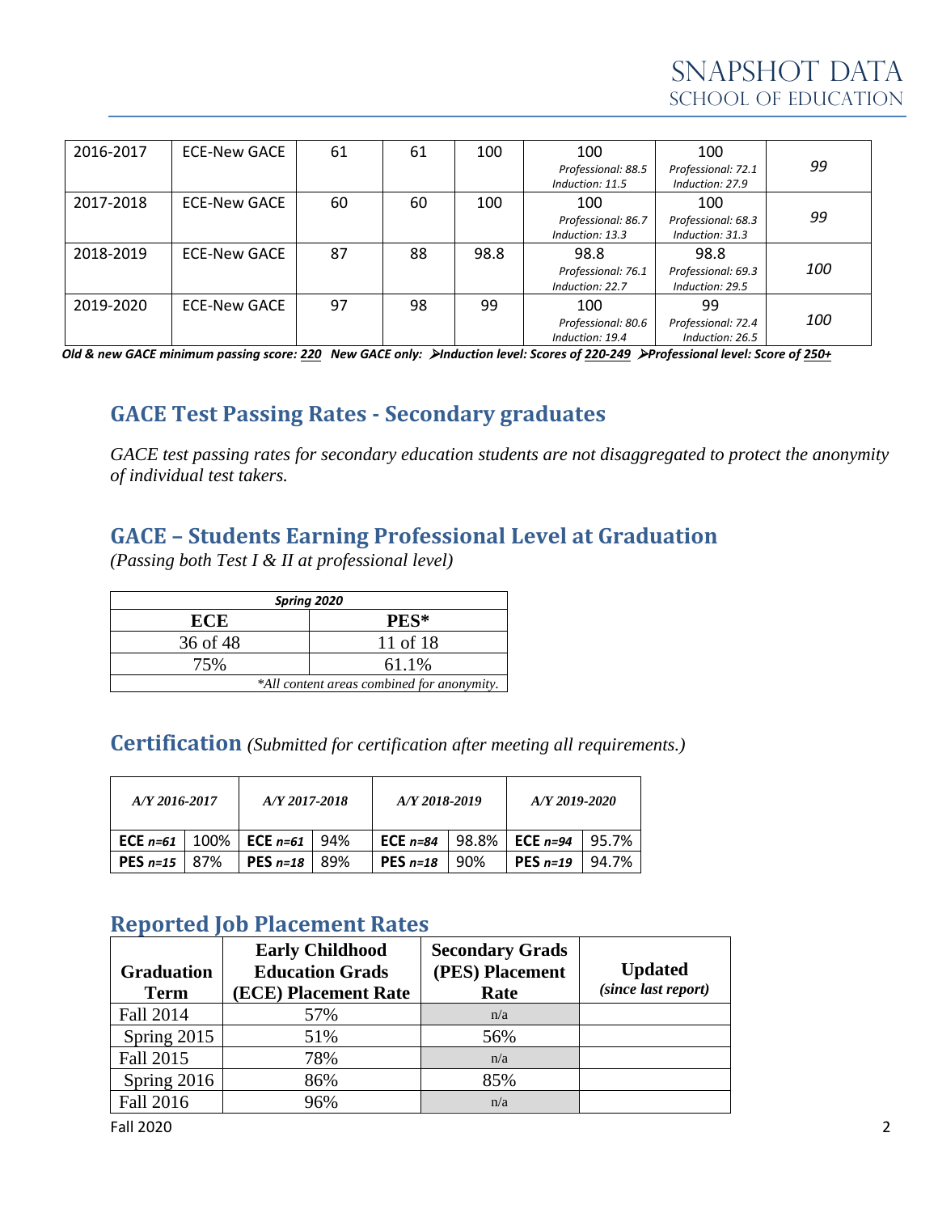| 2016-2017 | ECE-New GACE | 61 | 61 | 100 | 100<br>*Professional: 88.5*<br>*Induction: 11.5* | 100<br>*Professional: 72.1*<br>*Induction: 27.9* | *99* |
|---|---|---|---|---|---|---|---|
| 2017-2018 | ECE-New GACE | 60 | 60 | 100 | 100<br>*Professional: 86.7*<br>*Induction: 13.3* | 100<br>*Professional: 68.3*<br>*Induction: 31.3* | *99* |
| 2018-2019 | ECE-New GACE | 87 | 88 | 98.8 | 98.8<br>*Professional: 76.1*<br>*Induction: 22.7* | 98.8<br>*Professional: 69.3*<br>*Induction: 29.5* | *100* |
| 2019-2020 | ECE-New GACE | 97 | 98 | 99 | 100<br>*Professional: 80.6*<br>*Induction: 19.4* | 99<br>*Professional: 72.4*<br>*Induction: 26.5* | *100* |

***Old & new GACE minimum passing score: 220 New GACE only: ➢Induction level: Scores of 220-249 ➢Professional level: Score of 250+***

## GACE Test Passing Rates - Secondary graduates

*GACE test passing rates for secondary education students are not disaggregated to protect the anonymity of individual test takers.*

## GACE – Students Earning Professional Level at Graduation

*(Passing both Test I & II at professional level)*

| ***Spring 2020*** | |
|---|---|
| **ECE** | **PES*** |
| 36 of 48 | 11 of 18 |
| 75% | 61.1% |
| *\*All content areas combined for anonymity.* | |

## Certification *(Submitted for certification after meeting all requirements.)*

| *A/Y 2016-2017* | | *A/Y 2017-2018* | | *A/Y 2018-2019* | | *A/Y 2019-2020* | |
|---|---|---|---|---|---|---|---|
| **ECE** ***n=61*** | 100% | **ECE** ***n=61*** | 94% | **ECE** ***n=84*** | 98.8% | **ECE** ***n=94*** | 95.7% |
| **PES** ***n=15*** | 87% | **PES** ***n=18*** | 89% | **PES** ***n=18*** | 90% | **PES** ***n=19*** | 94.7% |

## Reported Job Placement Rates

| Graduation Term | Early Childhood Education Grads (ECE) Placement Rate | Secondary Grads (PES) Placement Rate | Updated *(since last report)* |
|---|---|---|---|
| Fall 2014 | 57% | n/a | |
| Spring 2015 | 51% | 56% | |
| Fall 2015 | 78% | n/a | |
| Spring 2016 | 86% | 85% | |
| Fall 2016 | 96% | n/a | |

Fall 2020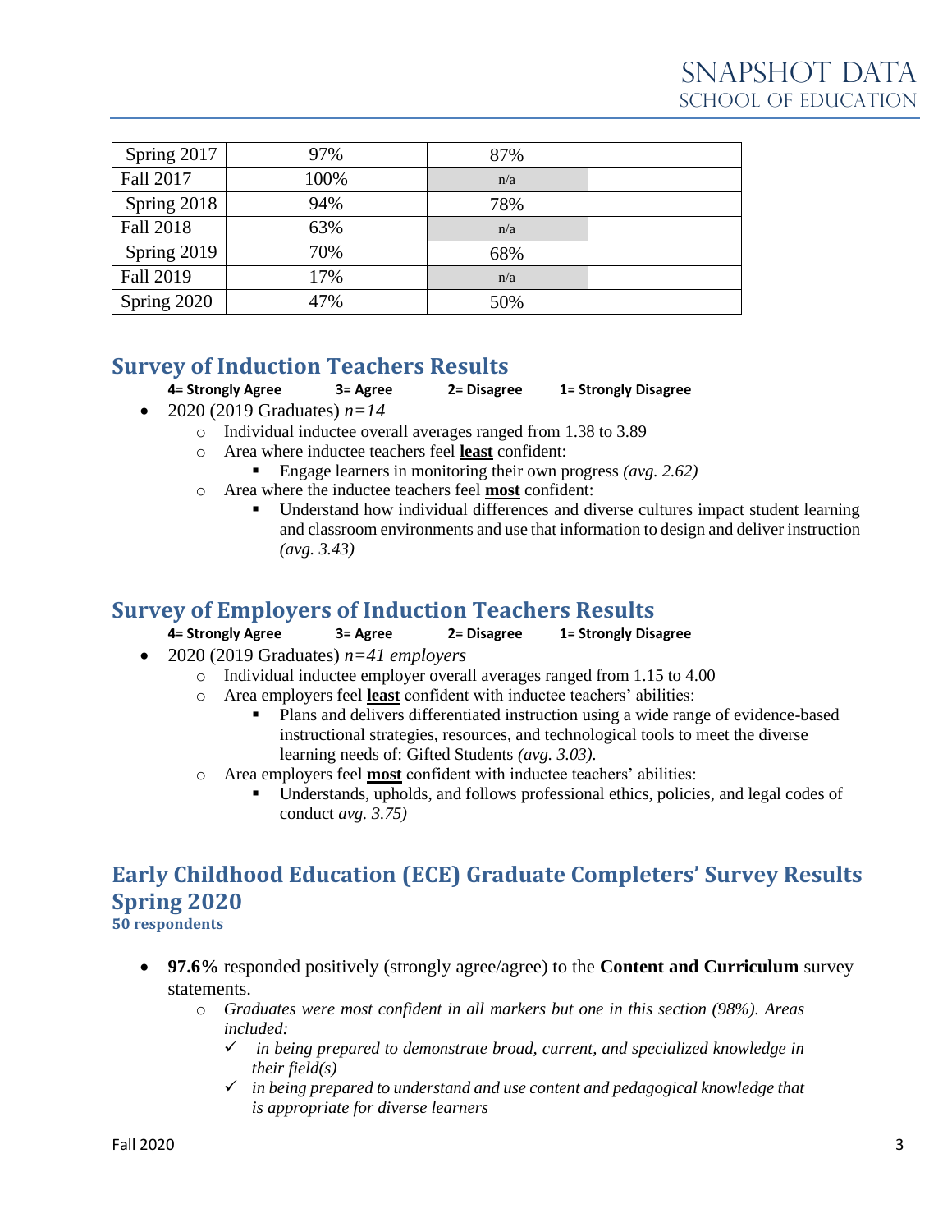| Spring 2017 | 97% | 87% | |
|---|---|---|---|
| Fall 2017 | 100% | n/a | |
| Spring 2018 | 94% | 78% | |
| Fall 2018 | 63% | n/a | |
| Spring 2019 | 70% | 68% | |
| Fall 2019 | 17% | n/a | |
| Spring 2020 | 47% | 50% | |

## Survey of Induction Teachers Results

**4= Strongly Agree 3= Agree 2= Disagree 1= Strongly Disagree**

- 2020 (2019 Graduates) *n=14*
  - Individual inductee overall averages ranged from 1.38 to 3.89
  - Area where inductee teachers feel **least** confident:
    - Engage learners in monitoring their own progress *(avg. 2.62)*
  - Area where the inductee teachers feel **most** confident:
    - Understand how individual differences and diverse cultures impact student learning and classroom environments and use that information to design and deliver instruction *(avg. 3.43)*

## Survey of Employers of Induction Teachers Results

**4= Strongly Agree 3= Agree 2= Disagree 1= Strongly Disagree**

- 2020 (2019 Graduates) *n=41 employers*
  - Individual inductee employer overall averages ranged from 1.15 to 4.00
  - Area employers feel **least** confident with inductee teachers' abilities:
    - Plans and delivers differentiated instruction using a wide range of evidence-based instructional strategies, resources, and technological tools to meet the diverse learning needs of: Gifted Students *(avg. 3.03).*
  - Area employers feel **most** confident with inductee teachers' abilities:
    - Understands, upholds, and follows professional ethics, policies, and legal codes of conduct *avg. 3.75)*

## Early Childhood Education (ECE) Graduate Completers' Survey Results Spring 2020

**50 respondents**

- **97.6%** responded positively (strongly agree/agree) to the **Content and Curriculum** survey statements.
  - *Graduates were most confident in all markers but one in this section (98%). Areas included:*
    - ✓ *in being prepared to demonstrate broad, current, and specialized knowledge in their field(s)*
    - ✓ *in being prepared to understand and use content and pedagogical knowledge that is appropriate for diverse learners*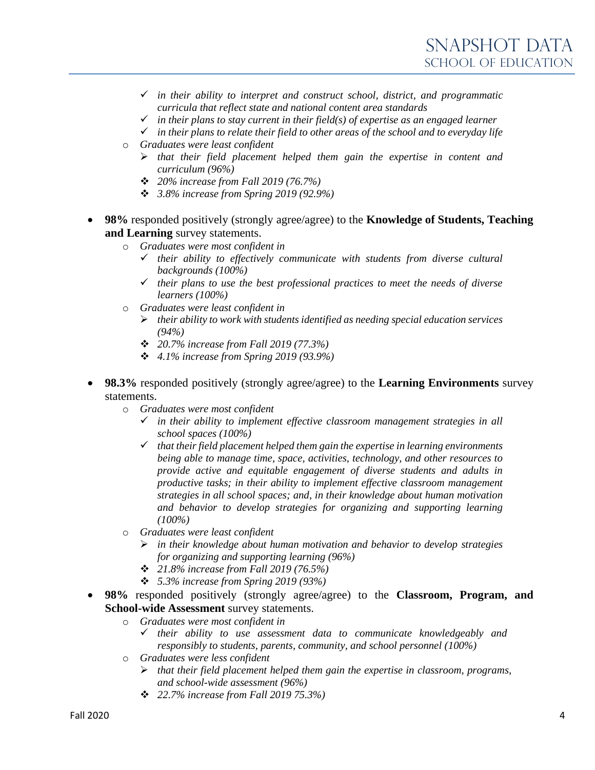- ✓ *in their ability to interpret and construct school, district, and programmatic curricula that reflect state and national content area standards*
   - ✓ *in their plans to stay current in their field(s) of expertise as an engaged learner*
   - ✓ *in their plans to relate their field to other areas of the school and to everyday life*
  - *Graduates were least confident*
    - ➢ *that their field placement helped them gain the expertise in content and curriculum (96%)*
    - ❖ *20% increase from Fall 2019 (76.7%)*
    - ❖ *3.8% increase from Spring 2019 (92.9%)*

- **98%** responded positively (strongly agree/agree) to the **Knowledge of Students, Teaching and Learning** survey statements.
  - *Graduates were most confident in*
    - ✓ *their ability to effectively communicate with students from diverse cultural backgrounds (100%)*
    - ✓ *their plans to use the best professional practices to meet the needs of diverse learners (100%)*
  - *Graduates were least confident in*
    - ➢ *their ability to work with students identified as needing special education services (94%)*
    - ❖ *20.7% increase from Fall 2019 (77.3%)*
    - ❖ *4.1% increase from Spring 2019 (93.9%)*

- **98.3%** responded positively (strongly agree/agree) to the **Learning Environments** survey statements.
  - *Graduates were most confident*
    - ✓ *in their ability to implement effective classroom management strategies in all school spaces (100%)*
    - ✓ *that their field placement helped them gain the expertise in learning environments being able to manage time, space, activities, technology, and other resources to provide active and equitable engagement of diverse students and adults in productive tasks; in their ability to implement effective classroom management strategies in all school spaces; and, in their knowledge about human motivation and behavior to develop strategies for organizing and supporting learning (100%)*
  - *Graduates were least confident*
    - ➢ *in their knowledge about human motivation and behavior to develop strategies for organizing and supporting learning (96%)*
    - ❖ *21.8% increase from Fall 2019 (76.5%)*
    - ❖ *5.3% increase from Spring 2019 (93%)*

- **98%** responded positively (strongly agree/agree) to the **Classroom, Program, and School-wide Assessment** survey statements.
  - *Graduates were most confident in*
    - ✓ *their ability to use assessment data to communicate knowledgeably and responsibly to students, parents, community, and school personnel (100%)*
  - *Graduates were less confident*
    - ➢ *that their field placement helped them gain the expertise in classroom, programs, and school-wide assessment (96%)*
    - ❖ *22.7% increase from Fall 2019 75.3%)*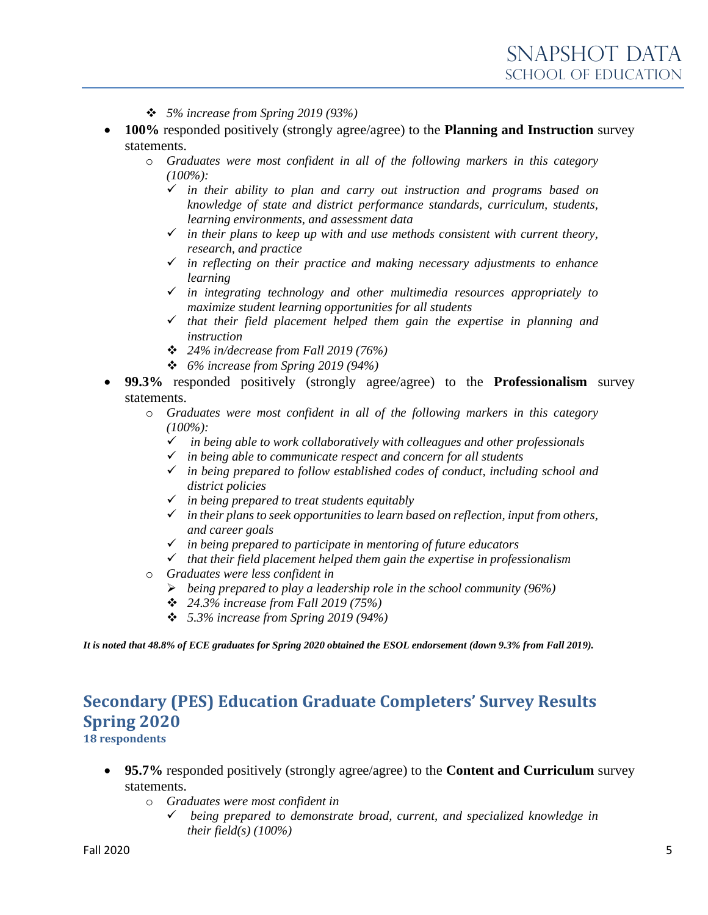- *5% increase from Spring 2019 (93%)*
- **100%** responded positively (strongly agree/agree) to the **Planning and Instruction** survey statements.
  - *Graduates were most confident in all of the following markers in this category (100%):*
    - ✓ *in their ability to plan and carry out instruction and programs based on knowledge of state and district performance standards, curriculum, students, learning environments, and assessment data*
    - ✓ *in their plans to keep up with and use methods consistent with current theory, research, and practice*
    - ✓ *in reflecting on their practice and making necessary adjustments to enhance learning*
    - ✓ *in integrating technology and other multimedia resources appropriately to maximize student learning opportunities for all students*
    - ✓ *that their field placement helped them gain the expertise in planning and instruction*
    - ❖ *24% in/decrease from Fall 2019 (76%)*
    - ❖ *6% increase from Spring 2019 (94%)*
- **99.3%** responded positively (strongly agree/agree) to the **Professionalism** survey statements.
  - *Graduates were most confident in all of the following markers in this category (100%):*
    - ✓ *in being able to work collaboratively with colleagues and other professionals*
    - ✓ *in being able to communicate respect and concern for all students*
    - ✓ *in being prepared to follow established codes of conduct, including school and district policies*
    - ✓ *in being prepared to treat students equitably*
    - ✓ *in their plans to seek opportunities to learn based on reflection, input from others, and career goals*
    - ✓ *in being prepared to participate in mentoring of future educators*
    - ✓ *that their field placement helped them gain the expertise in professionalism*
  - *Graduates were less confident in*
    - ➢ *being prepared to play a leadership role in the school community (96%)*
    - ❖ *24.3% increase from Fall 2019 (75%)*
    - ❖ *5.3% increase from Spring 2019 (94%)*

***It is noted that 48.8% of ECE graduates for Spring 2020 obtained the ESOL endorsement (down 9.3% from Fall 2019).***

## Secondary (PES) Education Graduate Completers' Survey Results Spring 2020

**18 respondents**

- **95.7%** responded positively (strongly agree/agree) to the **Content and Curriculum** survey statements.
  - *Graduates were most confident in*
    - ✓ *being prepared to demonstrate broad, current, and specialized knowledge in their field(s) (100%)*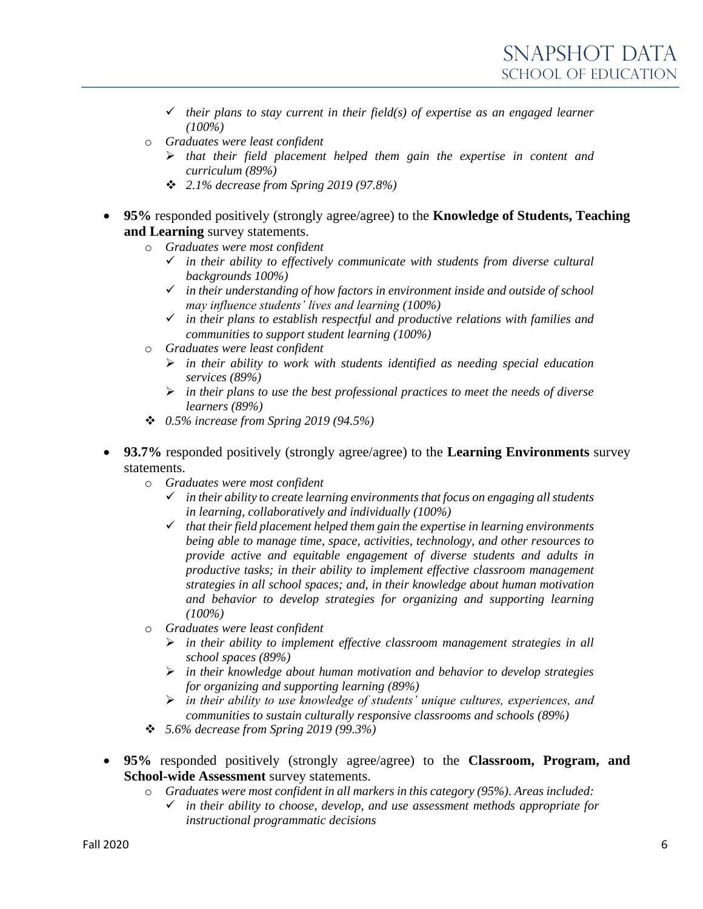- their plans to stay current in their field(s) of expertise as an engaged learner (100%)

  - *Graduates were least confident*
    - *that their field placement helped them gain the expertise in content and curriculum (89%)*
    - *2.1% decrease from Spring 2019 (97.8%)*

- **95%** responded positively (strongly agree/agree) to the **Knowledge of Students, Teaching and Learning** survey statements.
  - *Graduates were most confident*
    - *in their ability to effectively communicate with students from diverse cultural backgrounds 100%)*
    - *in their understanding of how factors in environment inside and outside of school may influence students' lives and learning (100%)*
    - *in their plans to establish respectful and productive relations with families and communities to support student learning (100%)*
  - *Graduates were least confident*
    - *in their ability to work with students identified as needing special education services (89%)*
    - *in their plans to use the best professional practices to meet the needs of diverse learners (89%)*
  - *0.5% increase from Spring 2019 (94.5%)*

- **93.7%** responded positively (strongly agree/agree) to the **Learning Environments** survey statements.
  - *Graduates were most confident*
    - *in their ability to create learning environments that focus on engaging all students in learning, collaboratively and individually (100%)*
    - *that their field placement helped them gain the expertise in learning environments being able to manage time, space, activities, technology, and other resources to provide active and equitable engagement of diverse students and adults in productive tasks; in their ability to implement effective classroom management strategies in all school spaces; and, in their knowledge about human motivation and behavior to develop strategies for organizing and supporting learning (100%)*
  - *Graduates were least confident*
    - *in their ability to implement effective classroom management strategies in all school spaces (89%)*
    - *in their knowledge about human motivation and behavior to develop strategies for organizing and supporting learning (89%)*
    - *in their ability to use knowledge of students' unique cultures, experiences, and communities to sustain culturally responsive classrooms and schools (89%)*
  - *5.6% decrease from Spring 2019 (99.3%)*

- **95%** responded positively (strongly agree/agree) to the **Classroom, Program, and School-wide Assessment** survey statements.
  - *Graduates were most confident in all markers in this category (95%). Areas included:*
    - *in their ability to choose, develop, and use assessment methods appropriate for instructional programmatic decisions*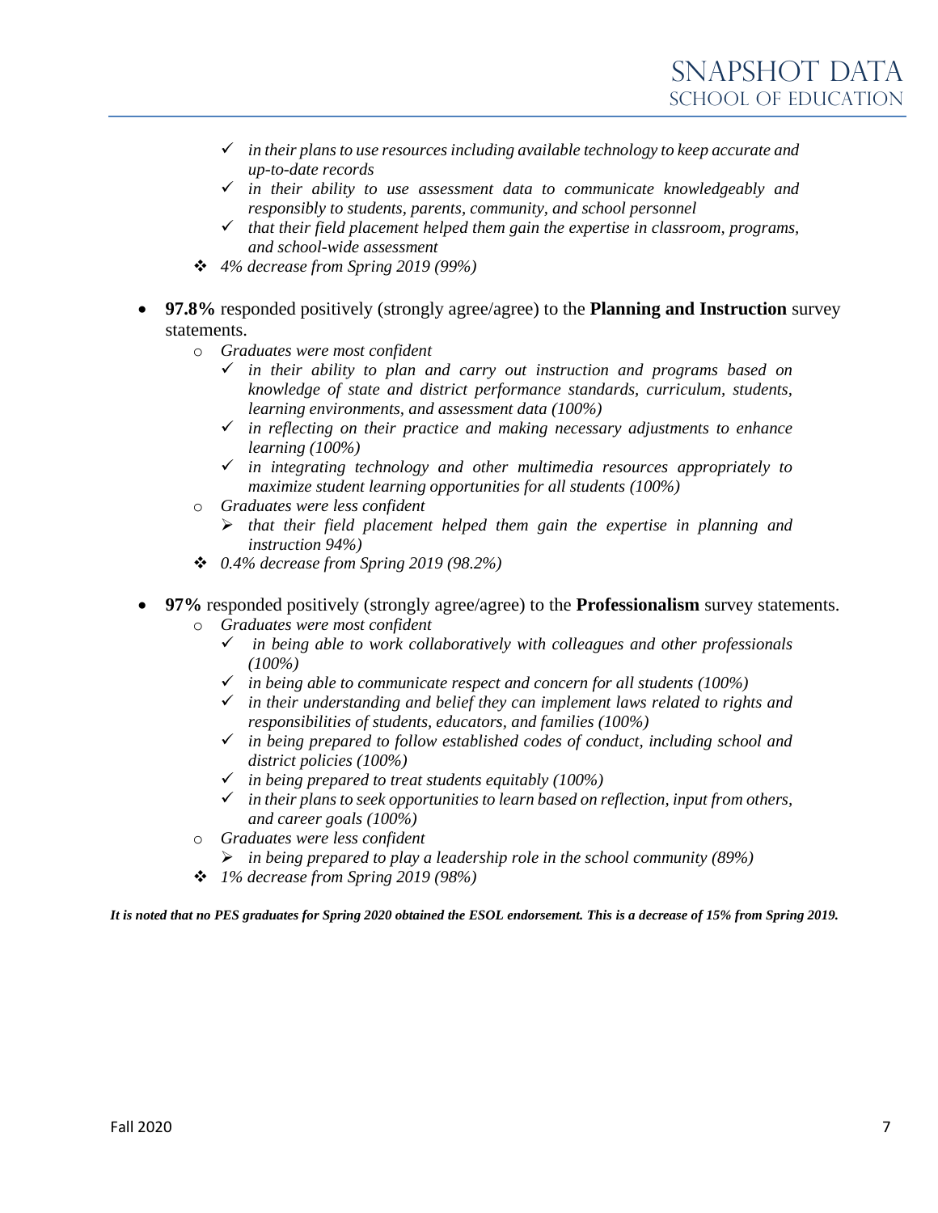- ✓ *in their plans to use resources including available technology to keep accurate and up-to-date records*
- ✓ *in their ability to use assessment data to communicate knowledgeably and responsibly to students, parents, community, and school personnel*
- ✓ *that their field placement helped them gain the expertise in classroom, programs, and school-wide assessment*
- ❖ *4% decrease from Spring 2019 (99%)*

- **97.8%** responded positively (strongly agree/agree) to the **Planning and Instruction** survey statements.
  - *Graduates were most confident*
    - ✓ *in their ability to plan and carry out instruction and programs based on knowledge of state and district performance standards, curriculum, students, learning environments, and assessment data (100%)*
    - ✓ *in reflecting on their practice and making necessary adjustments to enhance learning (100%)*
    - ✓ *in integrating technology and other multimedia resources appropriately to maximize student learning opportunities for all students (100%)*
  - *Graduates were less confident*
    - ➢ *that their field placement helped them gain the expertise in planning and instruction 94%)*
  - ❖ *0.4% decrease from Spring 2019 (98.2%)*

- **97%** responded positively (strongly agree/agree) to the **Professionalism** survey statements.
  - *Graduates were most confident*
    - ✓ *in being able to work collaboratively with colleagues and other professionals (100%)*
    - ✓ *in being able to communicate respect and concern for all students (100%)*
    - ✓ *in their understanding and belief they can implement laws related to rights and responsibilities of students, educators, and families (100%)*
    - ✓ *in being prepared to follow established codes of conduct, including school and district policies (100%)*
    - ✓ *in being prepared to treat students equitably (100%)*
    - ✓ *in their plans to seek opportunities to learn based on reflection, input from others, and career goals (100%)*
  - *Graduates were less confident*
    - ➢ *in being prepared to play a leadership role in the school community (89%)*
  - ❖ *1% decrease from Spring 2019 (98%)*

***It is noted that no PES graduates for Spring 2020 obtained the ESOL endorsement. This is a decrease of 15% from Spring 2019.***